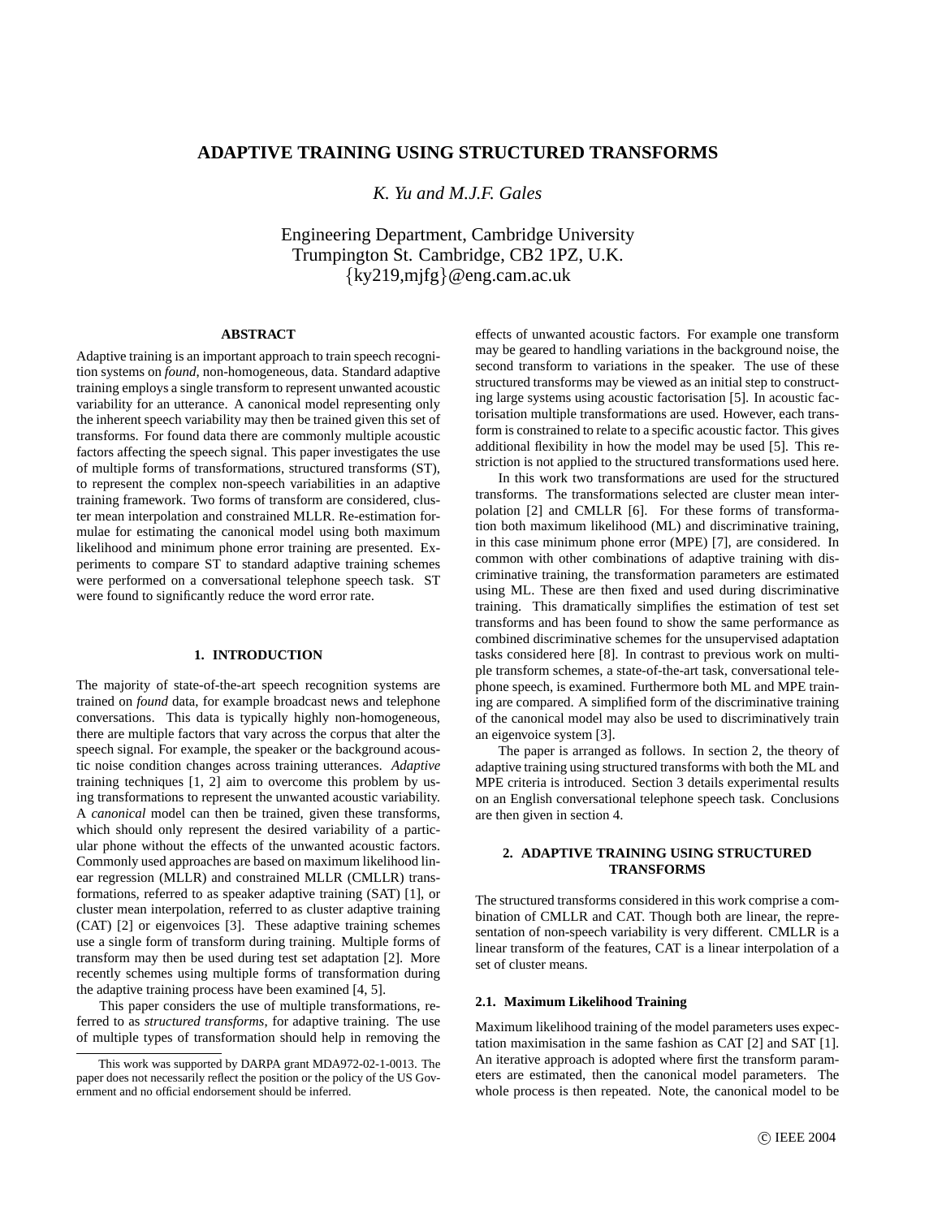# ADAPTIVE TRAINING USING STRUCTURED TRANSFORMS

*K. Yu and M.J.F. Gales*

Engineering Department, Cambridge University
Trumpington St. Cambridge, CB2 1PZ, U.K.
{ky219,mjfg}@eng.cam.ac.uk

## ABSTRACT

Adaptive training is an important approach to train speech recognition systems on *found*, non-homogeneous, data. Standard adaptive training employs a single transform to represent unwanted acoustic variability for an utterance. A canonical model representing only the inherent speech variability may then be trained given this set of transforms. For found data there are commonly multiple acoustic factors affecting the speech signal. This paper investigates the use of multiple forms of transformations, structured transforms (ST), to represent the complex non-speech variabilities in an adaptive training framework. Two forms of transform are considered, cluster mean interpolation and constrained MLLR. Re-estimation formulae for estimating the canonical model using both maximum likelihood and minimum phone error training are presented. Experiments to compare ST to standard adaptive training schemes were performed on a conversational telephone speech task. ST were found to significantly reduce the word error rate.

## 1. INTRODUCTION

The majority of state-of-the-art speech recognition systems are trained on *found* data, for example broadcast news and telephone conversations. This data is typically highly non-homogeneous, there are multiple factors that vary across the corpus that alter the speech signal. For example, the speaker or the background acoustic noise condition changes across training utterances. *Adaptive* training techniques [1, 2] aim to overcome this problem by using transformations to represent the unwanted acoustic variability. A *canonical* model can then be trained, given these transforms, which should only represent the desired variability of a particular phone without the effects of the unwanted acoustic factors. Commonly used approaches are based on maximum likelihood linear regression (MLLR) and constrained MLLR (CMLLR) transformations, referred to as speaker adaptive training (SAT) [1], or cluster mean interpolation, referred to as cluster adaptive training (CAT) [2] or eigenvoices [3]. These adaptive training schemes use a single form of transform during training. Multiple forms of transform may then be used during test set adaptation [2]. More recently schemes using multiple forms of transformation during the adaptive training process have been examined [4, 5].

This paper considers the use of multiple transformations, referred to as *structured transforms*, for adaptive training. The use of multiple types of transformation should help in removing the effects of unwanted acoustic factors. For example one transform may be geared to handling variations in the background noise, the second transform to variations in the speaker. The use of these structured transforms may be viewed as an initial step to constructing large systems using acoustic factorisation [5]. In acoustic factorisation multiple transformations are used. However, each transform is constrained to relate to a specific acoustic factor. This gives additional flexibility in how the model may be used [5]. This restriction is not applied to the structured transformations used here.

In this work two transformations are used for the structured transforms. The transformations selected are cluster mean interpolation [2] and CMLLR [6]. For these forms of transformation both maximum likelihood (ML) and discriminative training, in this case minimum phone error (MPE) [7], are considered. In common with other combinations of adaptive training with discriminative training, the transformation parameters are estimated using ML. These are then fixed and used during discriminative training. This dramatically simplifies the estimation of test set transforms and has been found to show the same performance as combined discriminative schemes for the unsupervised adaptation tasks considered here [8]. In contrast to previous work on multiple transform schemes, a state-of-the-art task, conversational telephone speech, is examined. Furthermore both ML and MPE training are compared. A simplified form of the discriminative training of the canonical model may also be used to discriminatively train an eigenvoice system [3].

The paper is arranged as follows. In section 2, the theory of adaptive training using structured transforms with both the ML and MPE criteria is introduced. Section 3 details experimental results on an English conversational telephone speech task. Conclusions are then given in section 4.

## 2. ADAPTIVE TRAINING USING STRUCTURED TRANSFORMS

The structured transforms considered in this work comprise a combination of CMLLR and CAT. Though both are linear, the representation of non-speech variability is very different. CMLLR is a linear transform of the features, CAT is a linear interpolation of a set of cluster means.

### 2.1. Maximum Likelihood Training

Maximum likelihood training of the model parameters uses expectation maximisation in the same fashion as CAT [2] and SAT [1]. An iterative approach is adopted where first the transform parameters are estimated, then the canonical model parameters. The whole process is then repeated. Note, the canonical model to be

---

This work was supported by DARPA grant MDA972-02-1-0013. The paper does not necessarily reflect the position or the policy of the US Government and no official endorsement should be inferred.

© IEEE 2004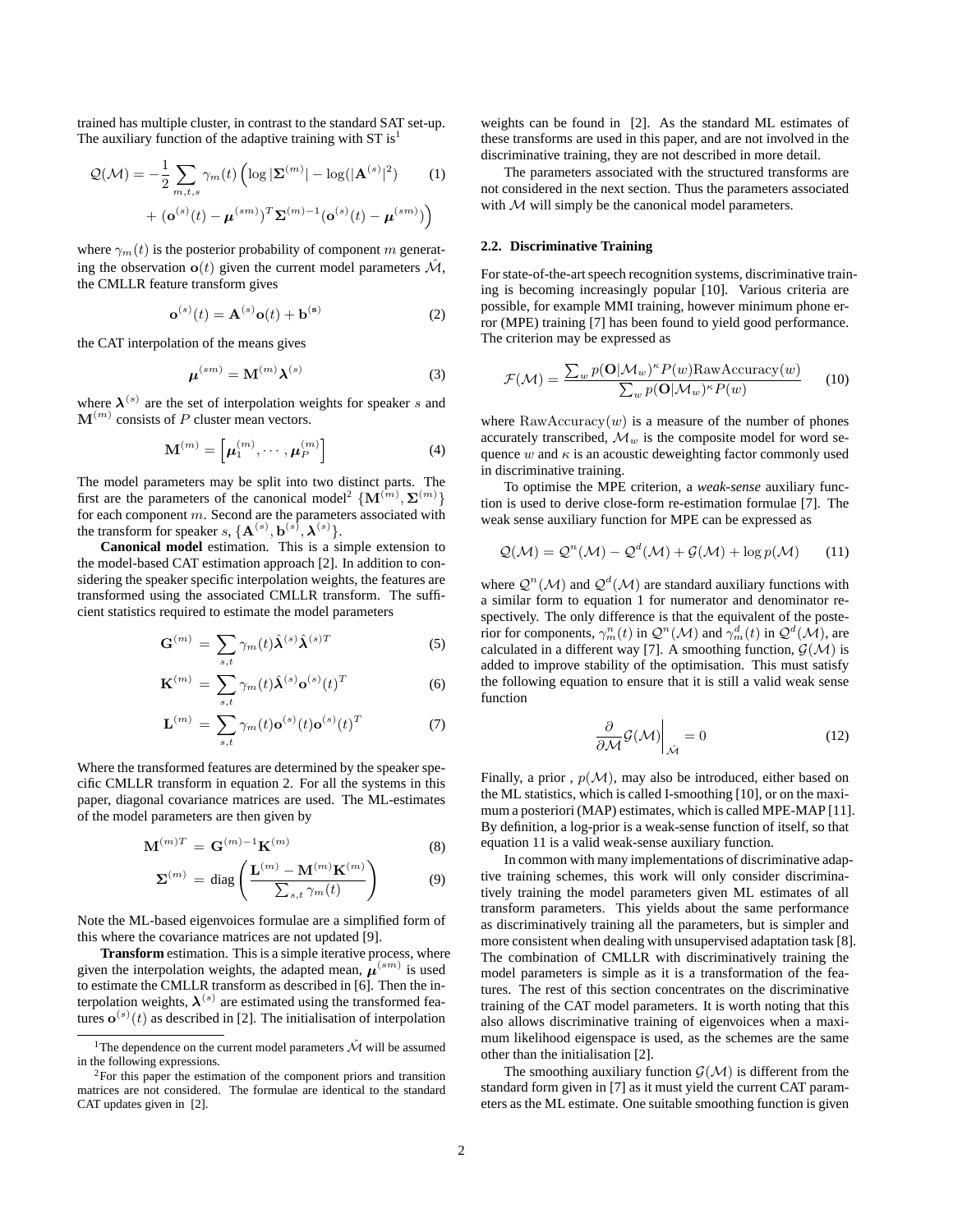trained has multiple cluster, in contrast to the standard SAT set-up. The auxiliary function of the adaptive training with ST is[1]

$$\mathcal{Q}(\mathcal{M}) = -\frac{1}{2}\sum_{m,t,s}\gamma_m(t)\Big(\log|\mathbf{\Sigma}^{(m)}| - \log(|\mathbf{A}^{(s)}|^2) + (\mathbf{o}^{(s)}(t)-\boldsymbol{\mu}^{(sm)})^T\mathbf{\Sigma}^{(m)-1}(\mathbf{o}^{(s)}(t)-\boldsymbol{\mu}^{(sm)})\Big) \quad (1)$$

where $\gamma_m(t)$ is the posterior probability of component $m$ generating the observation $\mathbf{o}(t)$ given the current model parameters $\hat{\mathcal{M}}$, the CMLLR feature transform gives

$$\mathbf{o}^{(s)}(t) = \mathbf{A}^{(s)}\mathbf{o}(t) + \mathbf{b}^{(\mathbf{s})} \quad (2)$$

the CAT interpolation of the means gives

$$\boldsymbol{\mu}^{(sm)} = \mathbf{M}^{(m)}\boldsymbol{\lambda}^{(s)} \quad (3)$$

where $\boldsymbol{\lambda}^{(s)}$ are the set of interpolation weights for speaker $s$ and $\mathbf{M}^{(m)}$ consists of $P$ cluster mean vectors.

$$\mathbf{M}^{(m)} = \left[\boldsymbol{\mu}_1^{(m)}, \cdots, \boldsymbol{\mu}_P^{(m)}\right] \quad (4)$$

The model parameters may be split into two distinct parts. The first are the parameters of the canonical model[2] $\{\mathbf{M}^{(m)}, \mathbf{\Sigma}^{(m)}\}$ for each component $m$. Second are the parameters associated with the transform for speaker $s$, $\{\mathbf{A}^{(s)}, \mathbf{b}^{(s)}, \boldsymbol{\lambda}^{(s)}\}$.

**Canonical model** estimation. This is a simple extension to the model-based CAT estimation approach [2]. In addition to considering the speaker specific interpolation weights, the features are transformed using the associated CMLLR transform. The sufficient statistics required to estimate the model parameters

$$\mathbf{G}^{(m)} = \sum_{s,t}\gamma_m(t)\hat{\boldsymbol{\lambda}}^{(s)}\hat{\boldsymbol{\lambda}}^{(s)T} \quad (5)$$

$$\mathbf{K}^{(m)} = \sum_{s,t}\gamma_m(t)\hat{\boldsymbol{\lambda}}^{(s)}\mathbf{o}^{(s)}(t)^T \quad (6)$$

$$\mathbf{L}^{(m)} = \sum_{s,t}\gamma_m(t)\mathbf{o}^{(s)}(t)\mathbf{o}^{(s)}(t)^T \quad (7)$$

Where the transformed features are determined by the speaker specific CMLLR transform in equation 2. For all the systems in this paper, diagonal covariance matrices are used. The ML-estimates of the model parameters are then given by

$$\mathbf{M}^{(m)T} = \mathbf{G}^{(m)-1}\mathbf{K}^{(m)} \quad (8)$$

$$\mathbf{\Sigma}^{(m)} = \text{diag}\left(\frac{\mathbf{L}^{(m)} - \mathbf{M}^{(m)}\mathbf{K}^{(m)}}{\sum_{s,t}\gamma_m(t)}\right) \quad (9)$$

Note the ML-based eigenvoices formulae are a simplified form of this where the covariance matrices are not updated [9].

**Transform** estimation. This is a simple iterative process, where given the interpolation weights, the adapted mean, $\boldsymbol{\mu}^{(sm)}$ is used to estimate the CMLLR transform as described in [6]. Then the interpolation weights, $\boldsymbol{\lambda}^{(s)}$ are estimated using the transformed features $\mathbf{o}^{(s)}(t)$ as described in [2]. The initialisation of interpolation weights can be found in [2]. As the standard ML estimates of these transforms are used in this paper, and are not involved in the discriminative training, they are not described in more detail.

The parameters associated with the structured transforms are not considered in the next section. Thus the parameters associated with $\mathcal{M}$ will simply be the canonical model parameters.

### 2.2. Discriminative Training

For state-of-the-art speech recognition systems, discriminative training is becoming increasingly popular [10]. Various criteria are possible, for example MMI training, however minimum phone error (MPE) training [7] has been found to yield good performance. The criterion may be expressed as

$$\mathcal{F}(\mathcal{M}) = \frac{\sum_w p(\mathbf{O}|\mathcal{M}_w)^\kappa P(w)\text{RawAccuracy}(w)}{\sum_w p(\mathbf{O}|\mathcal{M}_w)^\kappa P(w)} \quad (10)$$

where $\text{RawAccuracy}(w)$ is a measure of the number of phones accurately transcribed, $\mathcal{M}_w$ is the composite model for word sequence $w$ and $\kappa$ is an acoustic deweighting factor commonly used in discriminative training.

To optimise the MPE criterion, a *weak-sense* auxiliary function is used to derive close-form re-estimation formulae [7]. The weak sense auxiliary function for MPE can be expressed as

$$\mathcal{Q}(\mathcal{M}) = \mathcal{Q}^n(\mathcal{M}) - \mathcal{Q}^d(\mathcal{M}) + \mathcal{G}(\mathcal{M}) + \log p(\mathcal{M}) \quad (11)$$

where $\mathcal{Q}^n(\mathcal{M})$ and $\mathcal{Q}^d(\mathcal{M})$ are standard auxiliary functions with a similar form to equation 1 for numerator and denominator respectively. The only difference is that the equivalent of the posterior for components, $\gamma_m^n(t)$ in $\mathcal{Q}^n(\mathcal{M})$ and $\gamma_m^d(t)$ in $\mathcal{Q}^d(\mathcal{M})$, are calculated in a different way [7]. A smoothing function, $\mathcal{G}(\mathcal{M})$ is added to improve stability of the optimisation. This must satisfy the following equation to ensure that it is still a valid weak sense function

$$\left.\frac{\partial}{\partial\mathcal{M}}\mathcal{G}(\mathcal{M})\right|_{\hat{\mathcal{M}}} = 0 \quad (12)$$

Finally, a prior , $p(\mathcal{M})$, may also be introduced, either based on the ML statistics, which is called I-smoothing [10], or on the maximum a posteriori (MAP) estimates, which is called MPE-MAP [11]. By definition, a log-prior is a weak-sense function of itself, so that equation 11 is a valid weak-sense auxiliary function.

In common with many implementations of discriminative adaptive training schemes, this work will only consider discriminatively training the model parameters given ML estimates of all transform parameters. This yields about the same performance as discriminatively training all the parameters, but is simpler and more consistent when dealing with unsupervised adaptation task [8]. The combination of CMLLR with discriminatively training the model parameters is simple as it is a transformation of the features. The rest of this section concentrates on the discriminative training of the CAT model parameters. It is worth noting that this also allows discriminative training of eigenvoices when a maximum likelihood eigenspace is used, as the schemes are the same other than the initialisation [2].

The smoothing auxiliary function $\mathcal{G}(\mathcal{M})$ is different from the standard form given in [7] as it must yield the current CAT parameters as the ML estimate. One suitable smoothing function is given

---

[1] The dependence on the current model parameters $\hat{\mathcal{M}}$ will be assumed in the following expressions.

[2] For this paper the estimation of the component priors and transition matrices are not considered. The formulae are identical to the standard CAT updates given in [2].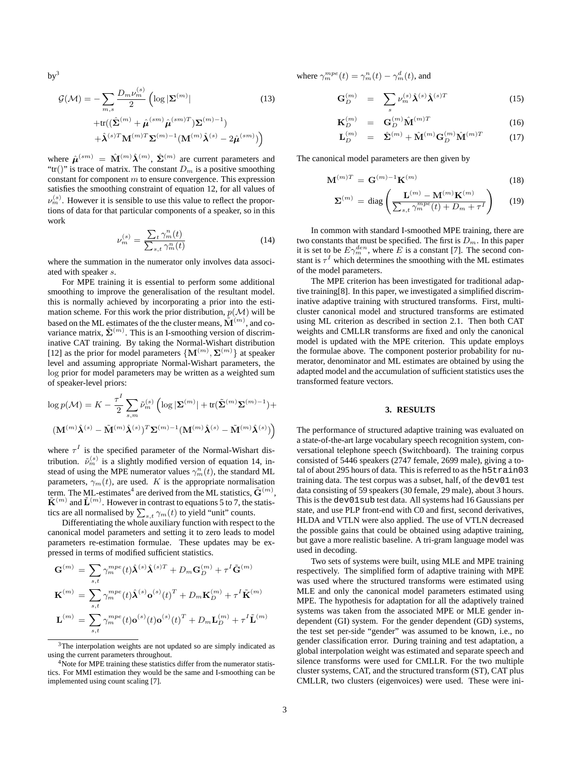by[3]

$$\mathcal{G}(\mathcal{M}) = -\sum_{m,s} \frac{D_m \nu_m^{(s)}}{2} \Big( \log |\boldsymbol{\Sigma}^{(m)}| \tag{13}$$
$$+\text{tr}((\hat{\boldsymbol{\Sigma}}^{(m)} + \hat{\boldsymbol{\mu}}^{(sm)}\hat{\boldsymbol{\mu}}^{(sm)T})\boldsymbol{\Sigma}^{(m)-1})$$
$$+\hat{\boldsymbol{\lambda}}^{(s)T}\mathbf{M}^{(m)T}\boldsymbol{\Sigma}^{(m)-1}(\mathbf{M}^{(m)}\hat{\boldsymbol{\lambda}}^{(s)} - 2\hat{\boldsymbol{\mu}}^{(sm)})\Big)$$

where $\hat{\boldsymbol{\mu}}^{(sm)} = \hat{\mathbf{M}}^{(m)}\hat{\boldsymbol{\lambda}}^{(m)}$, $\hat{\boldsymbol{\Sigma}}^{(m)}$ are current parameters and "tr()" is trace of matrix. The constant $D_m$ is a positive smoothing constant for component $m$ to ensure convergence. This expression satisfies the smoothing constraint of equation 12, for all values of $\nu_m^{(s)}$. However it is sensible to use this value to reflect the proportions of data for that particular components of a speaker, so in this work

$$\nu_m^{(s)} = \frac{\sum_t \gamma_m^n(t)}{\sum_{s,t} \gamma_m^n(t)} \tag{14}$$

where the summation in the numerator only involves data associated with speaker $s$.

For MPE training it is essential to perform some additional smoothing to improve the generalisation of the resultant model. this is normally achieved by incorporating a prior into the estimation scheme. For this work the prior distribution, $p(\mathcal{M})$ will be based on the ML estimates of the the cluster means, $\tilde{\mathbf{M}}^{(m)}$, and covariance matrix, $\tilde{\boldsymbol{\Sigma}}^{(m)}$. This is an I-smoothing version of discriminative CAT training. By taking the Normal-Wishart distribution [12] as the prior for model parameters $\{\mathbf{M}^{(m)}, \boldsymbol{\Sigma}^{(m)}\}$ at speaker level and assuming appropriate Normal-Wishart parameters, the $\log$ prior for model parameters may be written as a weighted sum of speaker-level priors:

$$\log p(\mathcal{M}) = K - \frac{\tau^I}{2} \sum_{s,m} \tilde{\nu}_m^{(s)} \Big( \log |\boldsymbol{\Sigma}^{(m)}| + \text{tr}(\tilde{\boldsymbol{\Sigma}}^{(m)}\boldsymbol{\Sigma}^{(m)-1}) +$$
$$(\mathbf{M}^{(m)}\hat{\boldsymbol{\lambda}}^{(s)} - \tilde{\mathbf{M}}^{(m)}\hat{\boldsymbol{\lambda}}^{(s)})^T\boldsymbol{\Sigma}^{(m)-1}(\mathbf{M}^{(m)}\hat{\boldsymbol{\lambda}}^{(s)} - \tilde{\mathbf{M}}^{(m)}\hat{\boldsymbol{\lambda}}^{(s)})\Big)$$

where $\tau^I$ is the specified parameter of the Normal-Wishart distribution. $\tilde{\nu}_m^{(s)}$ is a slightly modified version of equation 14, instead of using the MPE numerator values $\gamma_m^n(t)$, the standard ML parameters, $\gamma_m(t)$, are used. $K$ is the appropriate normalisation term. The ML-estimates[4] are derived from the ML statistics, $\tilde{\mathbf{G}}^{(m)}$, $\tilde{\mathbf{K}}^{(m)}$ and $\tilde{\mathbf{L}}^{(m)}$. However in contrast to equations 5 to 7, the statistics are all normalised by $\sum_{s,t} \gamma_m(t)$ to yield "unit" counts.

Differentiating the whole auxiliary function with respect to the canonical model parameters and setting it to zero leads to model parameters re-estimation formulae. These updates may be expressed in terms of modified sufficient statistics.

$$\mathbf{G}^{(m)} = \sum_{s,t} \gamma_m^{mpe}(t)\hat{\boldsymbol{\lambda}}^{(s)}\hat{\boldsymbol{\lambda}}^{(s)T} + D_m\mathbf{G}_D^{(m)} + \tau^I\tilde{\mathbf{G}}^{(m)}$$
$$\mathbf{K}^{(m)} = \sum_{s,t} \gamma_m^{mpe}(t)\hat{\boldsymbol{\lambda}}^{(s)}\mathbf{o}^{(s)}(t)^T + D_m\mathbf{K}_D^{(m)} + \tau^I\tilde{\mathbf{K}}^{(m)}$$
$$\mathbf{L}^{(m)} = \sum_{s,t} \gamma_m^{mpe}(t)\mathbf{o}^{(s)}(t)\mathbf{o}^{(s)}(t)^T + D_m\mathbf{L}_D^{(m)} + \tau^I\tilde{\mathbf{L}}^{(m)}$$

where $\gamma_m^{mpe}(t) = \gamma_m^n(t) - \gamma_m^d(t)$, and

$$\mathbf{G}_D^{(m)} = \sum_s \nu_m^{(s)}\hat{\boldsymbol{\lambda}}^{(s)}\hat{\boldsymbol{\lambda}}^{(s)T} \tag{15}$$
$$\mathbf{K}_D^{(m)} = \mathbf{G}_D^{(m)}\hat{\mathbf{M}}^{(m)T} \tag{16}$$
$$\mathbf{L}_D^{(m)} = \hat{\boldsymbol{\Sigma}}^{(m)} + \hat{\mathbf{M}}^{(m)}\mathbf{G}_D^{(m)}\hat{\mathbf{M}}^{(m)T} \tag{17}$$

The canonical model parameters are then given by

$$\mathbf{M}^{(m)T} = \mathbf{G}^{(m)-1}\mathbf{K}^{(m)} \tag{18}$$
$$\boldsymbol{\Sigma}^{(m)} = \text{diag}\left(\frac{\mathbf{L}^{(m)} - \mathbf{M}^{(m)}\mathbf{K}^{(m)}}{\sum_{s,t}\gamma_m^{mpe}(t) + D_m + \tau^I}\right) \tag{19}$$

In common with standard I-smoothed MPE training, there are two constants that must be specified. The first is $D_m$. In this paper it is set to be $E\gamma_m^{den}$, where $E$ is a constant [7]. The second constant is $\tau^I$ which determines the smoothing with the ML estimates of the model parameters.

The MPE criterion has been investigated for traditional adaptive training[8]. In this paper, we investigated a simplified discriminative adaptive training with structured transforms. First, multi-cluster canonical model and structured transforms are estimated using ML criterion as described in section 2.1. Then both CAT weights and CMLLR transforms are fixed and only the canonical model is updated with the MPE criterion. This update employs the formulae above. The component posterior probability for numerator, denominator and ML estimates are obtained by using the adapted model and the accumulation of sufficient statistics uses the transformed feature vectors.

## 3. RESULTS

The performance of structured adaptive training was evaluated on a state-of-the-art large vocabulary speech recognition system, conversational telephone speech (Switchboard). The training corpus consisted of 5446 speakers (2747 female, 2699 male), giving a total of about 295 hours of data. This is referred to as the `h5train03` training data. The test corpus was a subset, half, of the `dev01` test data consisting of 59 speakers (30 female, 29 male), about 3 hours. This is the `dev01sub` test data. All systems had 16 Gaussians per state, and use PLP front-end with C0 and first, second derivatives, HLDA and VTLN were also applied. The use of VTLN decreased the possible gains that could be obtained using adaptive training, but gave a more realistic baseline. A tri-gram language model was used in decoding.

Two sets of systems were built, using MLE and MPE training respectively. The simplified form of adaptive training with MPE was used where the structured transforms were estimated using MLE and only the canonical model parameters estimated using MPE. The hypothesis for adaptation for all the adaptively trained systems was taken from the associated MPE or MLE gender independent (GI) system. For the gender dependent (GD) systems, the test set per-side "gender" was assumed to be known, i.e., no gender classification error. During training and test adaptation, a global interpolation weight was estimated and separate speech and silence transforms were used for CMLLR. For the two multiple cluster systems, CAT, and the structured transform (ST), CAT plus CMLLR, two clusters (eigenvoices) were used. These were ini-

---

[3] The interpolation weights are not updated so are simply indicated as using the current parameters throughout.

[4] Note for MPE training these statistics differ from the numerator statistics. For MMI estimation they would be the same and I-smoothing can be implemented using count scaling [7].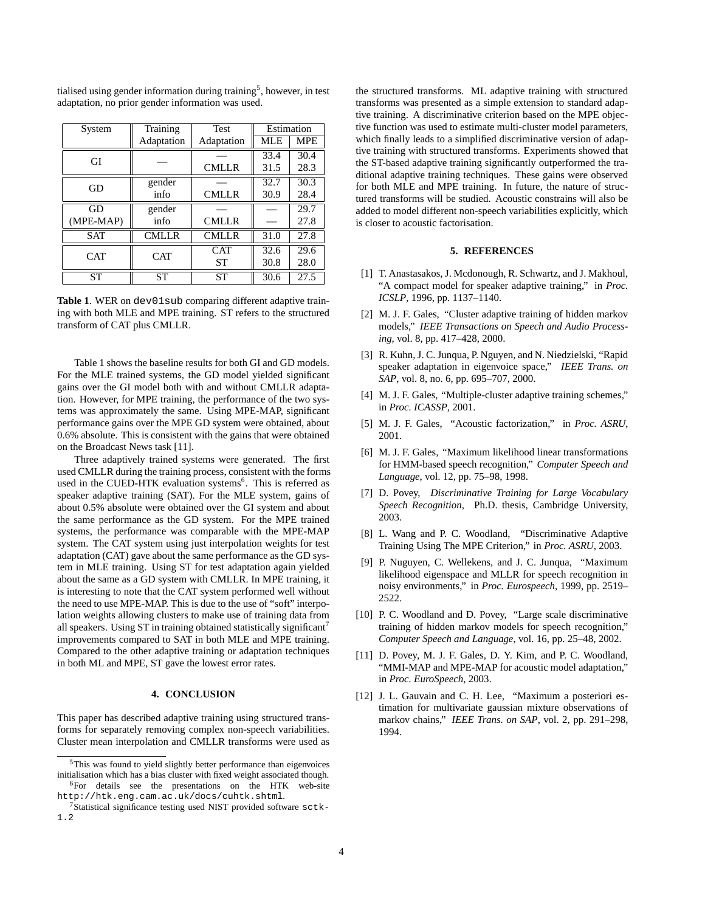tialised using gender information during training[5], however, in test adaptation, no prior gender information was used.

| System | Training Adaptation | Test Adaptation | Estimation | |
|---|---|---|---|---|
| | | | MLE | MPE |
| GI | — | — | 33.4 | 30.4 |
| | | CMLLR | 31.5 | 28.3 |
| GD | gender info | — | 32.7 | 30.3 |
| | | CMLLR | 30.9 | 28.4 |
| GD (MPE-MAP) | gender info | — | — | 29.7 |
| | | CMLLR | — | 27.8 |
| SAT | CMLLR | CMLLR | 31.0 | 27.8 |
| CAT | CAT | CAT | 32.6 | 29.6 |
| | | ST | 30.8 | 28.0 |
| ST | ST | ST | 30.6 | 27.5 |

**Table 1**. WER on `dev01sub` comparing different adaptive training with both MLE and MPE training. ST refers to the structured transform of CAT plus CMLLR.

Table 1 shows the baseline results for both GI and GD models. For the MLE trained systems, the GD model yielded significant gains over the GI model both with and without CMLLR adaptation. However, for MPE training, the performance of the two systems was approximately the same. Using MPE-MAP, significant performance gains over the MPE GD system were obtained, about 0.6% absolute. This is consistent with the gains that were obtained on the Broadcast News task [11].

Three adaptively trained systems were generated. The first used CMLLR during the training process, consistent with the forms used in the CUED-HTK evaluation systems[6]. This is referred as speaker adaptive training (SAT). For the MLE system, gains of about 0.5% absolute were obtained over the GI system and about the same performance as the GD system. For the MPE trained systems, the performance was comparable with the MPE-MAP system. The CAT system using just interpolation weights for test adaptation (CAT) gave about the same performance as the GD system in MLE training. Using ST for test adaptation again yielded about the same as a GD system with CMLLR. In MPE training, it is interesting to note that the CAT system performed well without the need to use MPE-MAP. This is due to the use of "soft" interpolation weights allowing clusters to make use of training data from all speakers. Using ST in training obtained statistically significant[7] improvements compared to SAT in both MLE and MPE training. Compared to the other adaptive training or adaptation techniques in both ML and MPE, ST gave the lowest error rates.

## 4. CONCLUSION

This paper has described adaptive training using structured transforms for separately removing complex non-speech variabilities. Cluster mean interpolation and CMLLR transforms were used as the structured transforms. ML adaptive training with structured transforms was presented as a simple extension to standard adaptive training. A discriminative criterion based on the MPE objective function was used to estimate multi-cluster model parameters, which finally leads to a simplified discriminative version of adaptive training with structured transforms. Experiments showed that the ST-based adaptive training significantly outperformed the traditional adaptive training techniques. These gains were observed for both MLE and MPE training. In future, the nature of structured transforms will be studied. Acoustic constrains will also be added to model different non-speech variabilities explicitly, which is closer to acoustic factorisation.

## 5. REFERENCES

[1] T. Anastasakos, J. Mcdonough, R. Schwartz, and J. Makhoul, "A compact model for speaker adaptive training," in *Proc. ICSLP*, 1996, pp. 1137–1140.

[2] M. J. F. Gales, "Cluster adaptive training of hidden markov models," *IEEE Transactions on Speech and Audio Processing*, vol. 8, pp. 417–428, 2000.

[3] R. Kuhn, J. C. Junqua, P. Nguyen, and N. Niedzielski, "Rapid speaker adaptation in eigenvoice space," *IEEE Trans. on SAP*, vol. 8, no. 6, pp. 695–707, 2000.

[4] M. J. F. Gales, "Multiple-cluster adaptive training schemes," in *Proc. ICASSP*, 2001.

[5] M. J. F. Gales, "Acoustic factorization," in *Proc. ASRU*, 2001.

[6] M. J. F. Gales, "Maximum likelihood linear transformations for HMM-based speech recognition," *Computer Speech and Language*, vol. 12, pp. 75–98, 1998.

[7] D. Povey, *Discriminative Training for Large Vocabulary Speech Recognition*, Ph.D. thesis, Cambridge University, 2003.

[8] L. Wang and P. C. Woodland, "Discriminative Adaptive Training Using The MPE Criterion," in *Proc. ASRU*, 2003.

[9] P. Nuguyen, C. Wellekens, and J. C. Junqua, "Maximum likelihood eigenspace and MLLR for speech recognition in noisy environments," in *Proc. Eurospeech*, 1999, pp. 2519–2522.

[10] P. C. Woodland and D. Povey, "Large scale discriminative training of hidden markov models for speech recognition," *Computer Speech and Language*, vol. 16, pp. 25–48, 2002.

[11] D. Povey, M. J. F. Gales, D. Y. Kim, and P. C. Woodland, "MMI-MAP and MPE-MAP for acoustic model adaptation," in *Proc. EuroSpeech*, 2003.

[12] J. L. Gauvain and C. H. Lee, "Maximum a posteriori estimation for multivariate gaussian mixture observations of markov chains," *IEEE Trans. on SAP*, vol. 2, pp. 291–298, 1994.

---

[5] This was found to yield slightly better performance than eigenvoices initialisation which has a bias cluster with fixed weight associated though.

[6] For details see the presentations on the HTK web-site `http://htk.eng.cam.ac.uk/docs/cuhtk.shtml`.

[7] Statistical significance testing used NIST provided software `sctk-1.2`